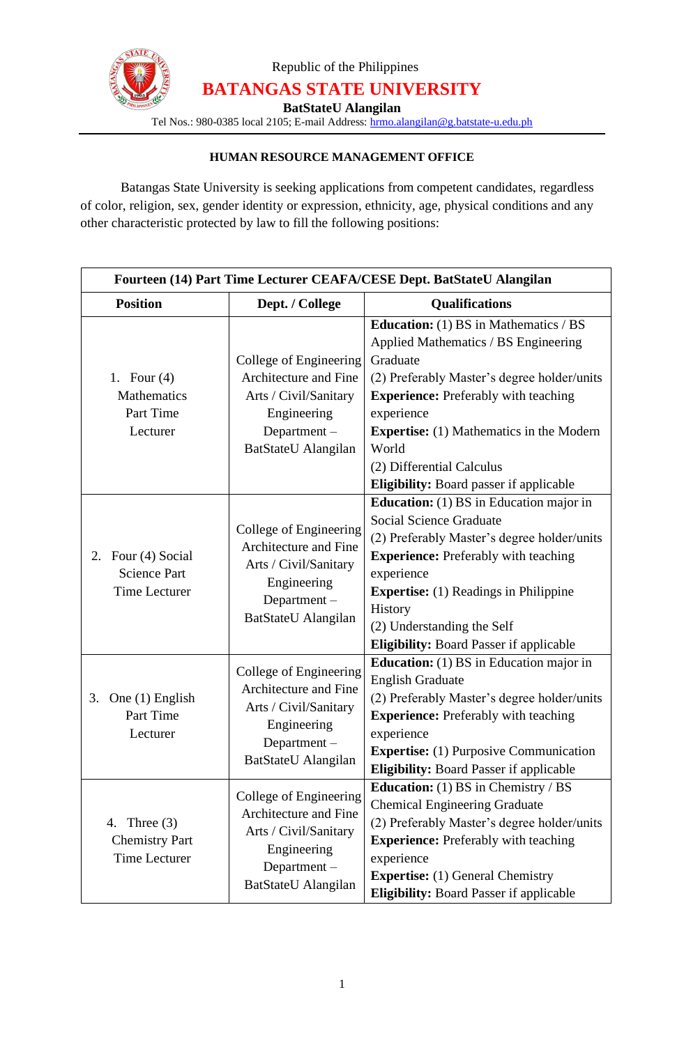Republic of the Philippines

# BATANGAS STATE UNIVERSITY

**BatStateU Alangilan**

Tel Nos.: 980-0385 local 2105; E-mail Address: hrmo.alangilan@g.batstate-u.edu.ph

**HUMAN RESOURCE MANAGEMENT OFFICE**

Batangas State University is seeking applications from competent candidates, regardless of color, religion, sex, gender identity or expression, ethnicity, age, physical conditions and any other characteristic protected by law to fill the following positions:

| **Fourteen (14) Part Time Lecturer CEAFA/CESE Dept. BatStateU Alangilan** | | |
|---|---|---|
| **Position** | **Dept. / College** | **Qualifications** |
| 1. Four (4) Mathematics Part Time Lecturer | College of Engineering Architecture and Fine Arts / Civil/Sanitary Engineering Department – BatStateU Alangilan | **Education:** (1) BS in Mathematics / BS Applied Mathematics / BS Engineering Graduate<br>(2) Preferably Master's degree holder/units<br>**Experience:** Preferably with teaching experience<br>**Expertise:** (1) Mathematics in the Modern World<br>(2) Differential Calculus<br>**Eligibility:** Board passer if applicable |
| 2. Four (4) Social Science Part Time Lecturer | College of Engineering Architecture and Fine Arts / Civil/Sanitary Engineering Department – BatStateU Alangilan | **Education:** (1) BS in Education major in Social Science Graduate<br>(2) Preferably Master's degree holder/units<br>**Experience:** Preferably with teaching experience<br>**Expertise:** (1) Readings in Philippine History<br>(2) Understanding the Self<br>**Eligibility:** Board Passer if applicable |
| 3. One (1) English Part Time Lecturer | College of Engineering Architecture and Fine Arts / Civil/Sanitary Engineering Department – BatStateU Alangilan | **Education:** (1) BS in Education major in English Graduate<br>(2) Preferably Master's degree holder/units<br>**Experience:** Preferably with teaching experience<br>**Expertise:** (1) Purposive Communication<br>**Eligibility:** Board Passer if applicable |
| 4. Three (3) Chemistry Part Time Lecturer | College of Engineering Architecture and Fine Arts / Civil/Sanitary Engineering Department – BatStateU Alangilan | **Education:** (1) BS in Chemistry / BS Chemical Engineering Graduate<br>(2) Preferably Master's degree holder/units<br>**Experience:** Preferably with teaching experience<br>**Expertise:** (1) General Chemistry<br>**Eligibility:** Board Passer if applicable |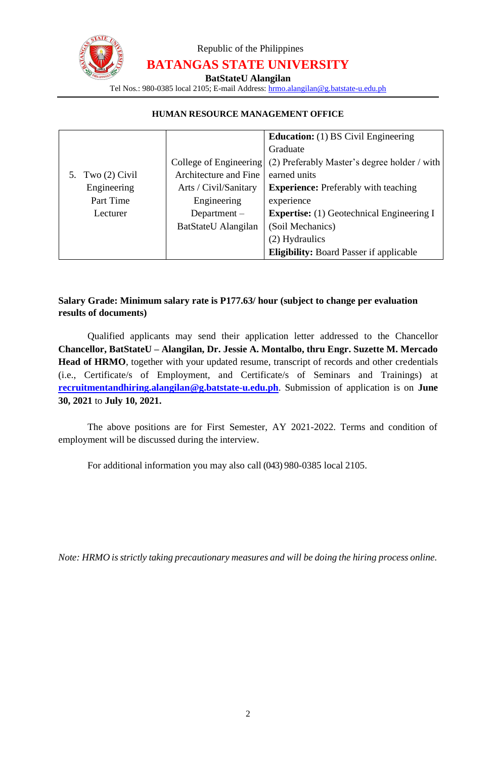Republic of the Philippines

**BATANGAS STATE UNIVERSITY**

**BatStateU Alangilan**

Tel Nos.: 980-0385 local 2105; E-mail Address: hrmo.alangilan@g.batstate-u.edu.ph

**HUMAN RESOURCE MANAGEMENT OFFICE**

| | | |
|---|---|---|
| 5. Two (2) Civil Engineering Part Time Lecturer | College of Engineering Architecture and Fine Arts / Civil/Sanitary Engineering Department – BatStateU Alangilan | **Education:** (1) BS Civil Engineering Graduate<br>(2) Preferably Master's degree holder / with earned units<br>**Experience:** Preferably with teaching experience<br>**Expertise:** (1) Geotechnical Engineering I (Soil Mechanics)<br>(2) Hydraulics<br>**Eligibility:** Board Passer if applicable |

**Salary Grade: Minimum salary rate is P177.63/ hour (subject to change per evaluation results of documents)**

Qualified applicants may send their application letter addressed to the Chancellor **Chancellor, BatStateU – Alangilan, Dr. Jessie A. Montalbo, thru Engr. Suzette M. Mercado Head of HRMO**, together with your updated resume, transcript of records and other credentials (i.e., Certificate/s of Employment, and Certificate/s of Seminars and Trainings) at **recruitmentandhiring.alangilan@g.batstate-u.edu.ph**. Submission of application is on **June 30, 2021** to **July 10, 2021.**

The above positions are for First Semester, AY 2021-2022. Terms and condition of employment will be discussed during the interview.

For additional information you may also call (043) 980-0385 local 2105.

*Note: HRMO is strictly taking precautionary measures and will be doing the hiring process online.*